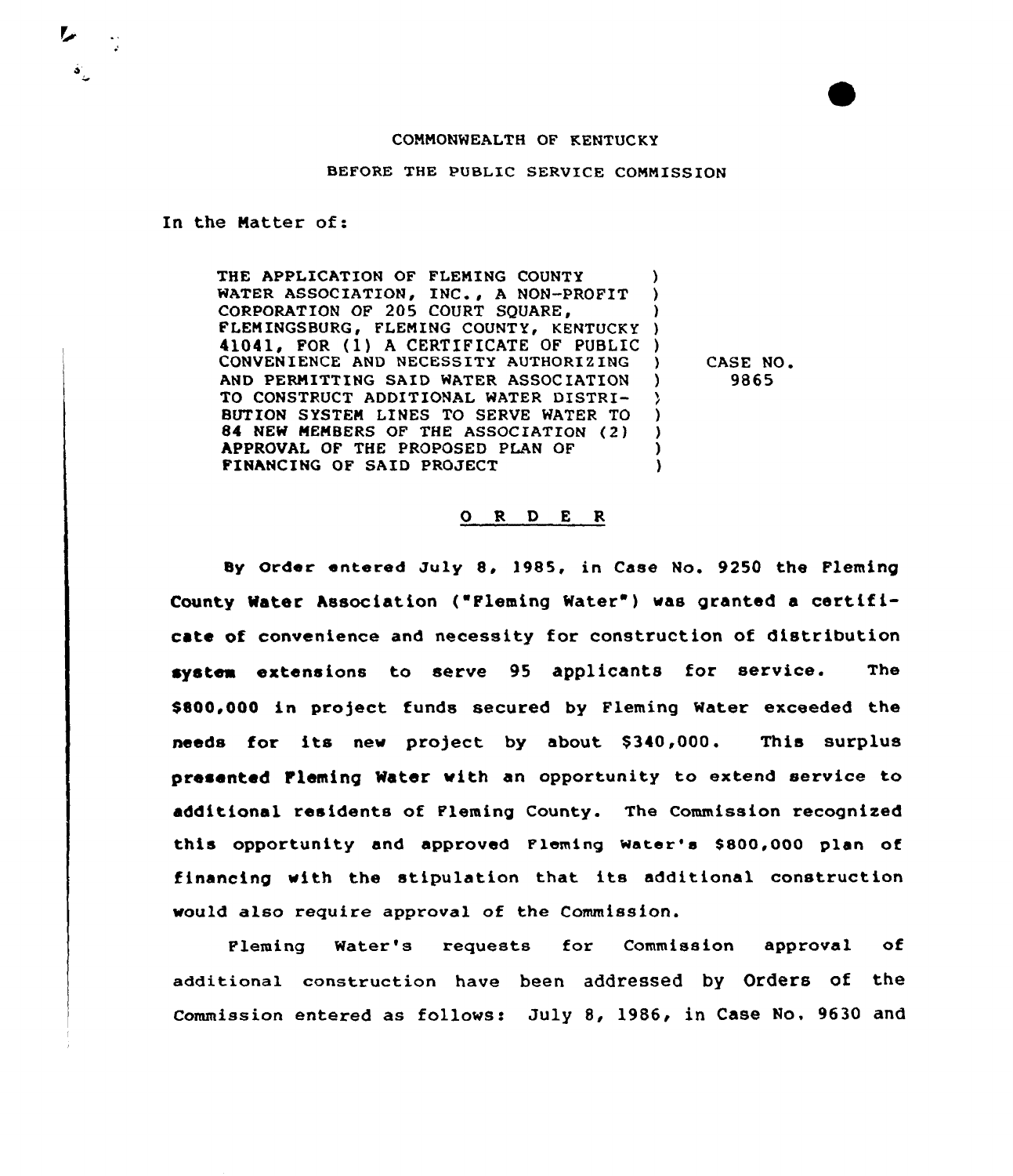COMMONWEALTH OF KENTUCKY

BEFORE THE PUBLIC SERVICE COMMISSION

In the Matter of:

THE APPLICATION OF FLEMING COUNTY WATER ASSOCIATION, INC., A NON-PROFIT CORPORATION OF 205 COURT SQUARE, FLEMINGSBURG, FLEMING COUNTY, KENTUCKY 41041, FOR (1) A CERTIFICATE OF PUBLIC CONVENIENCE AND NECESSITY AUTHORIZING AND PERMITTING SAID WATER ASSOCIATION TO CONSTRUCT ADDITIONAL WATER DISTRIBUTION SYSTEM LINES TO SERVE WATER TO 84 NEW MEMBERS OF THE ASSOCIATION (2) APPROVAL OF THE PROPOSED PLAN OF FINANCING OF SAID PROJECT

CASE NO. 9865

## O R D E R

By Order entered July 8, 1985, in Case No. 9250 the Fleming County Water Association ("Fleming Water") was granted a certificate of convenience and necessity for construction of distribution system extensions to serve 95 applicants for service. The $800,000 in project funds secured by Fleming Water exceeded the needs for its new project by about $340,000. This surplus presented Fleming Water with an opportunity to extend service to additional residents of Fleming County. The Commission recognized this opportunity and approved Fleming Water's $800,000 plan of financing with the stipulation that its additional construction would also require approval of the Commission.

Fleming Water's requests for Commission approval of additional construction have been addressed by Orders of the Commission entered as follows: July 8, 1986, in Case No. 9630 and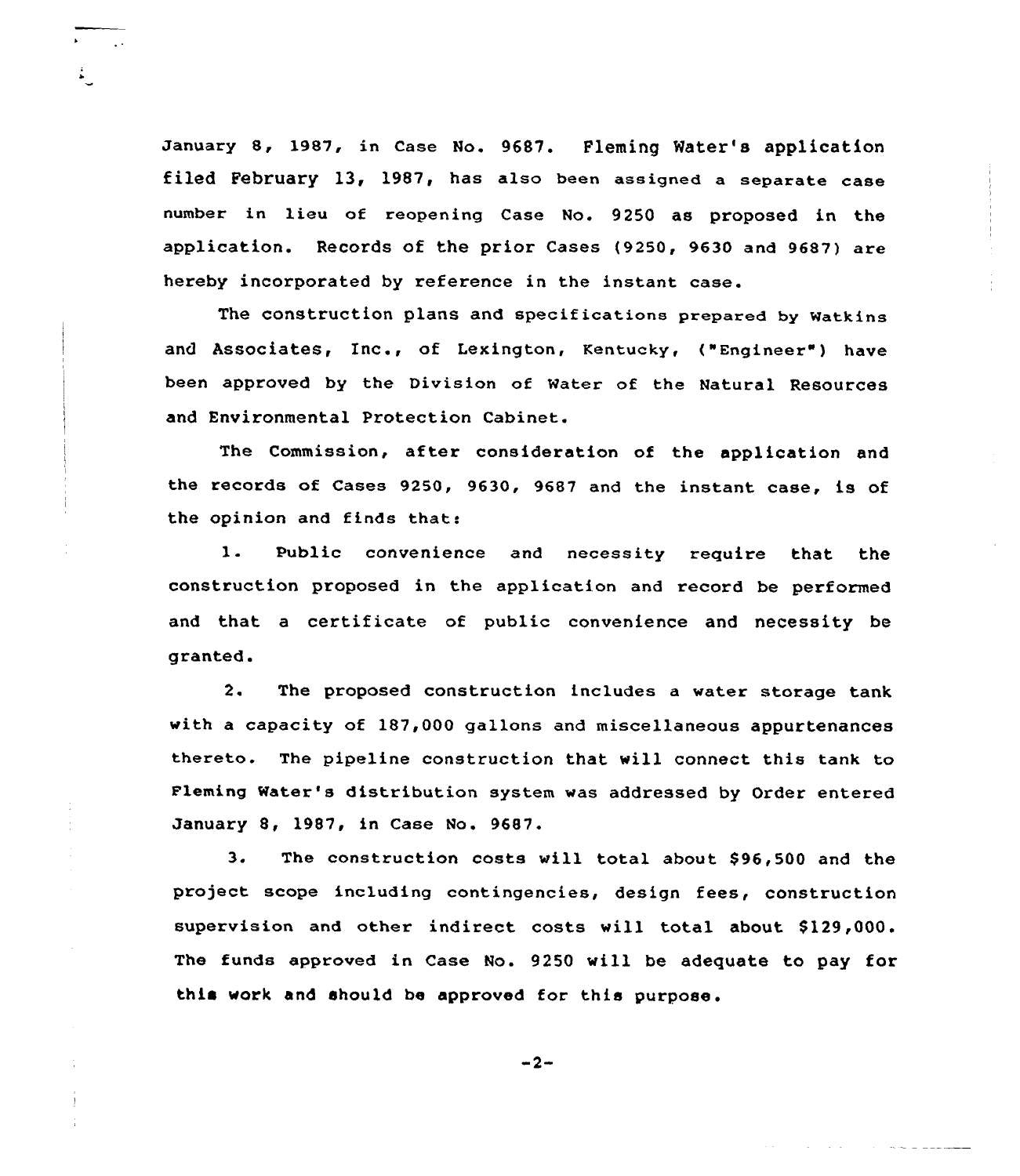January 8, 1987, in Case No. 9687. Fleming Water's application filed February 13, 1987, has also been assigned a separate case number in lieu of reopening Case No. 9250 as proposed in the application. Records of the prior Cases (9250, 9630 and 9687) are hereby incorporated by reference in the instant case.

The construction plans and specifications prepared by Watkins and Associates, Inc., of Lexington, Kentucky, ("Engineer") have been approved by the Division of Water of the Natural Resources and Environmental Protection Cabinet.

The Commission, after consideration of the application and the records of Cases 9250, 9630, 9687 and the instant case, is of the opinion and finds that:

1. Public convenience and necessity require that the construction proposed in the application and record be performed and that a certificate of public convenience and necessity be granted.

2. The proposed construction includes a water storage tank with a capacity of 187,000 gallons and miscellaneous appurtenances thereto. The pipeline construction that will connect this tank to Fleming Water's distribution system was addressed by Order entered January 8, 1987, in Case No. 9687.

3. The construction costs will total about $96,500 and the project scope including contingencies, design fees, construction supervision and other indirect costs will total about $129,000. The funds approved in Case No. 9250 will be adequate to pay for this work and should be approved for this purpose.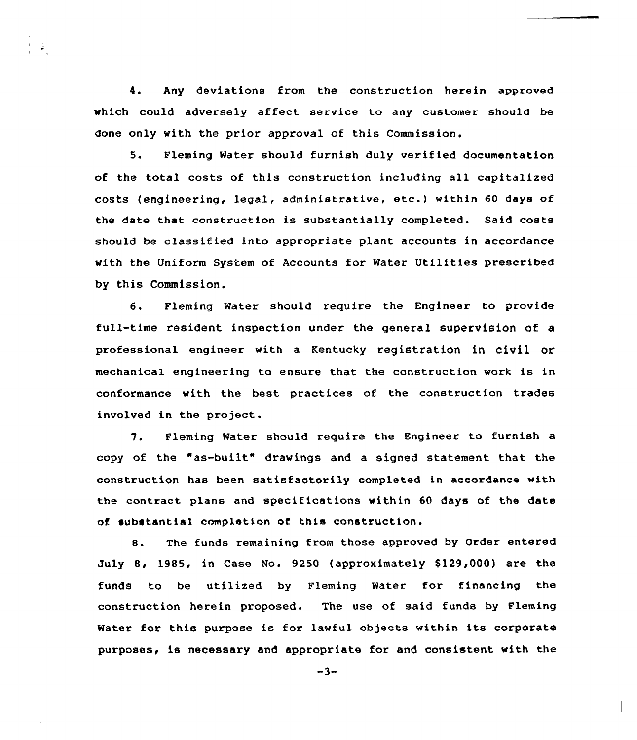4. Any deviations from the construction herein approved which could adversely affect service to any customer should be done only with the prior approval of this Commission.

5. Fleming Water should furnish duly verified documentation of the total costs of this construction including all capitalized costs (engineering, legal, administrative, etc.) within 60 days of the date that construction is substantially completed. Said costs should be classified into appropriate plant accounts in accordance with the Uniform System of Accounts for Water Utilities prescribed by this Commission.

6. Fleming Water should require the Engineer to provide full-time resident inspection under the general supervision of a professional engineer with a Kentucky registration in civil or mechanical engineering to ensure that the construction work is in conformance with the best practices of the construction trades involved in the project.

7. Fleming Water should require the Engineer to furnish a copy of the "as-built" drawings and a signed statement that the construction has been satisfactorily completed in accordance with the contract plans and specifications within 60 days of the date of substantial completion of this construction.

8. The funds remaining from those approved by Order entered July 8, 1985, in Case No. 9250 (approximately $129,000) are the funds to be utilized by Fleming Water for financing the construction herein proposed. The use of said funds by Fleming Water for this purpose is for lawful objects within its corporate purposes, is necessary and appropriate for and consistent with the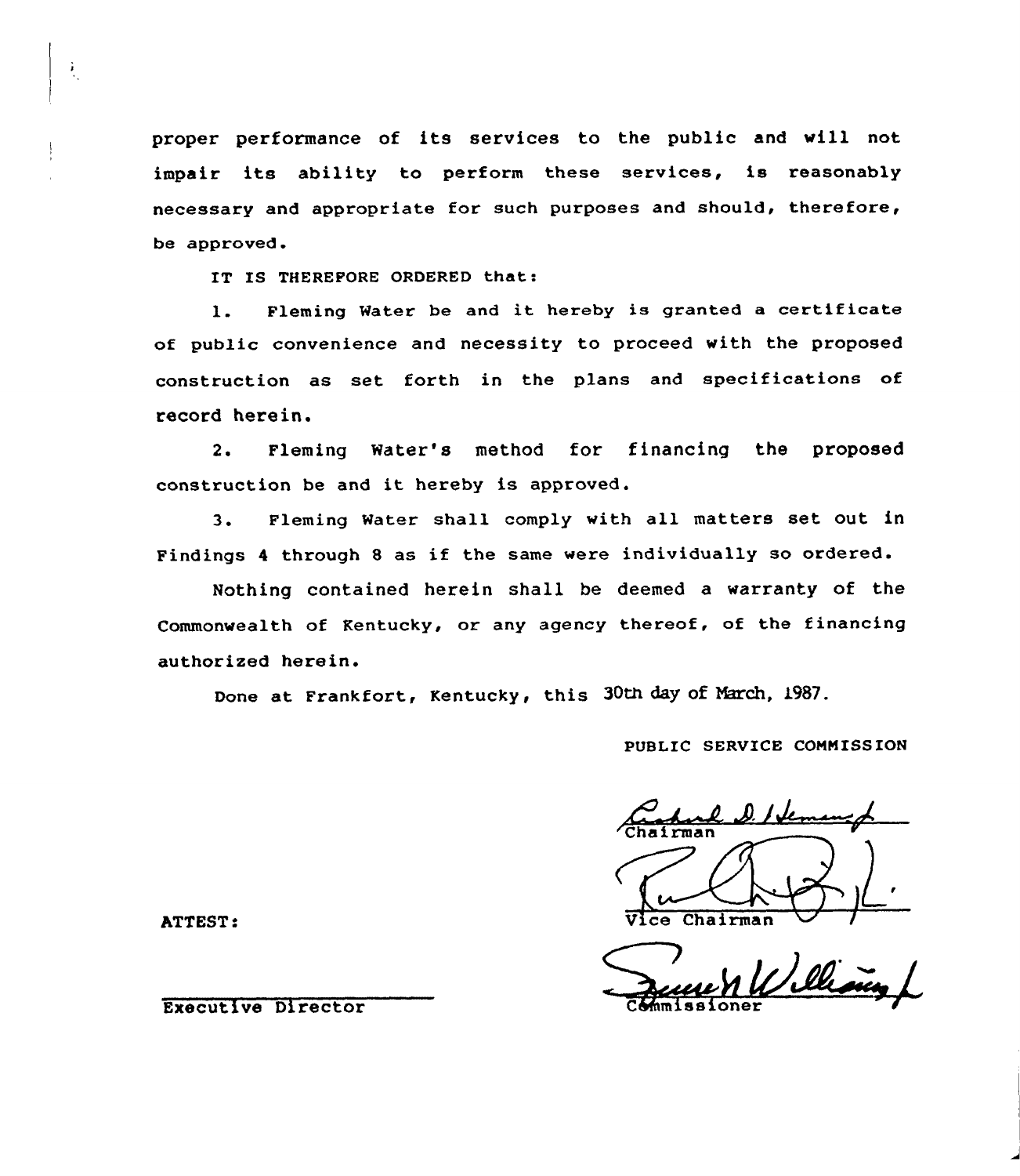proper performance of its services to the public and will not impair its ability to perform these services, is reasonably necessary and appropriate for such purposes and should, therefore, be approved.

IT IS THEREFORE ORDERED that:

1. Fleming Water be and it hereby is granted a certificate of public convenience and necessity to proceed with the proposed construction as set forth in the plans and specifications of record herein.

2. Fleming Water's method for financing the proposed construction be and it hereby is approved.

3. Fleming Water shall comply with all matters set out in Findings 4 through 8 as if the same were individually so ordered.

Nothing contained herein shall be deemed a warranty of the Commonwealth of Kentucky, or any agency thereof, of the financing authorized herein.

Done at Frankfort, Kentucky, this 30th day of March, 1987.

PUBLIC SERVICE COMMISSION

Chairman

Vice Chairman

Commissioner

ATTEST:

Executive Director